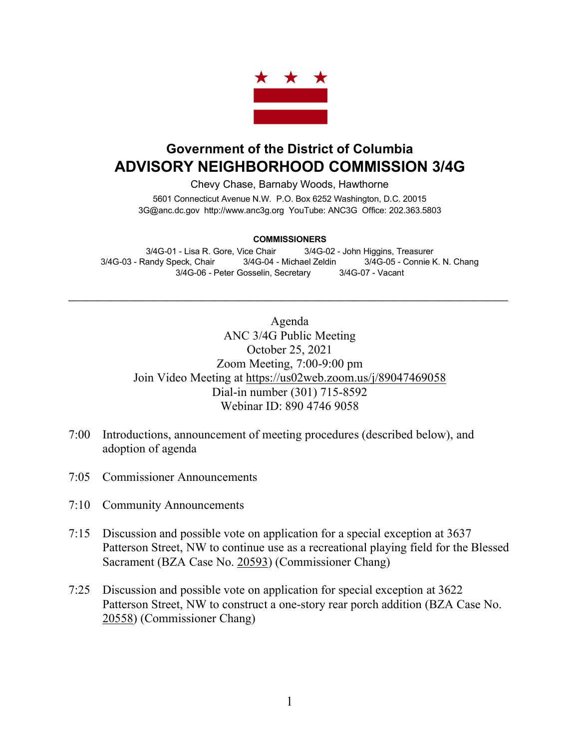# Government of the District of Columbia
# ADVISORY NEIGHBORHOOD COMMISSION 3/4G

Chevy Chase, Barnaby Woods, Hawthorne

5601 Connecticut Avenue N.W. P.O. Box 6252 Washington, D.C. 20015
3G@anc.dc.gov http://www.anc3g.org YouTube: ANC3G Office: 202.363.5803

**COMMISSIONERS**

3/4G-01 - Lisa R. Gore, Vice Chair 3/4G-02 - John Higgins, Treasurer
3/4G-03 - Randy Speck, Chair 3/4G-04 - Michael Zeldin 3/4G-05 - Connie K. N. Chang
3/4G-06 - Peter Gosselin, Secretary 3/4G-07 - Vacant

---

Agenda
ANC 3/4G Public Meeting
October 25, 2021
Zoom Meeting, 7:00-9:00 pm
Join Video Meeting at https://us02web.zoom.us/j/89047469058
Dial-in number (301) 715-8592
Webinar ID: 890 4746 9058

7:00 Introductions, announcement of meeting procedures (described below), and adoption of agenda

7:05 Commissioner Announcements

7:10 Community Announcements

7:15 Discussion and possible vote on application for a special exception at 3637 Patterson Street, NW to continue use as a recreational playing field for the Blessed Sacrament (BZA Case No. 20593) (Commissioner Chang)

7:25 Discussion and possible vote on application for special exception at 3622 Patterson Street, NW to construct a one-story rear porch addition (BZA Case No. 20558) (Commissioner Chang)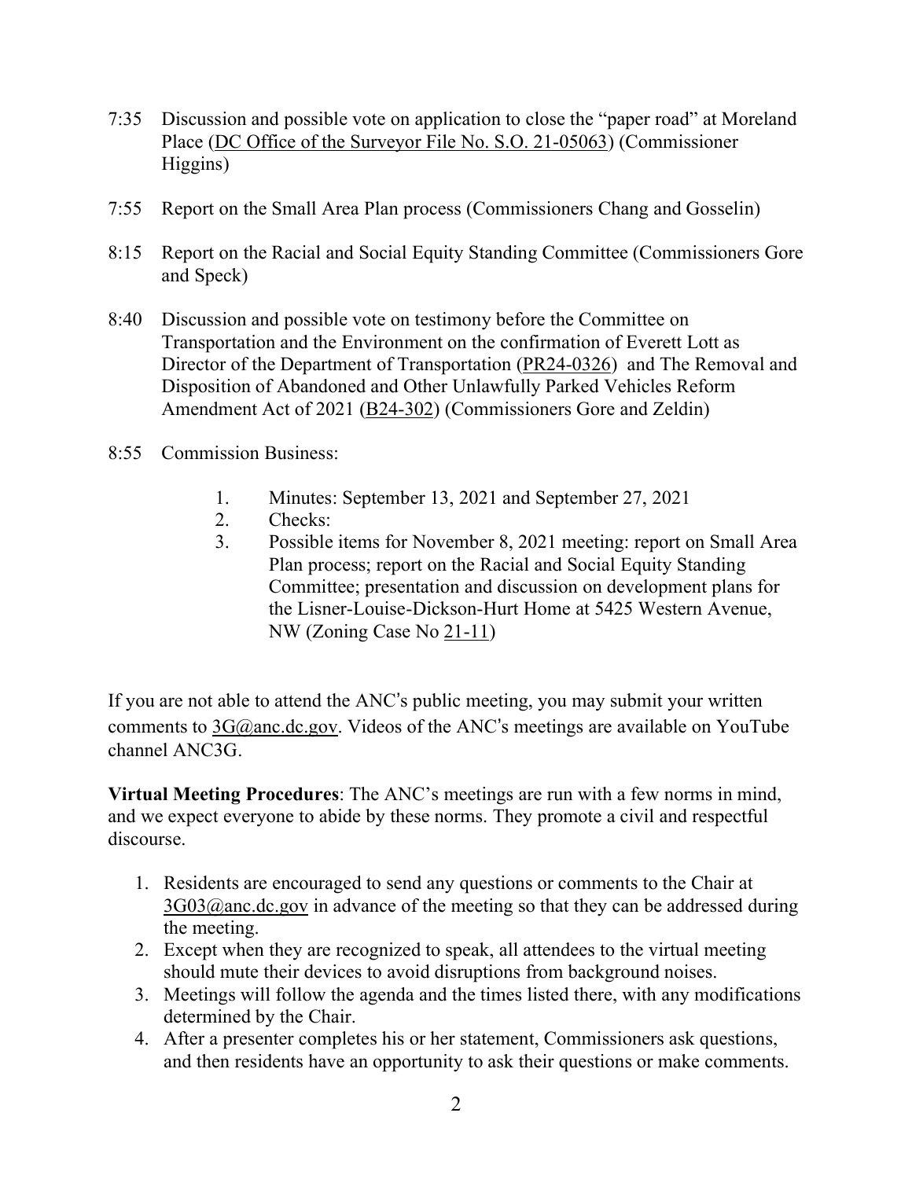7:35 Discussion and possible vote on application to close the "paper road" at Moreland Place (DC Office of the Surveyor File No. S.O. 21-05063) (Commissioner Higgins)

7:55 Report on the Small Area Plan process (Commissioners Chang and Gosselin)

8:15 Report on the Racial and Social Equity Standing Committee (Commissioners Gore and Speck)

8:40 Discussion and possible vote on testimony before the Committee on Transportation and the Environment on the confirmation of Everett Lott as Director of the Department of Transportation (PR24-0326) and The Removal and Disposition of Abandoned and Other Unlawfully Parked Vehicles Reform Amendment Act of 2021 (B24-302) (Commissioners Gore and Zeldin)

8:55 Commission Business:

1. Minutes: September 13, 2021 and September 27, 2021
2. Checks:
3. Possible items for November 8, 2021 meeting: report on Small Area Plan process; report on the Racial and Social Equity Standing Committee; presentation and discussion on development plans for the Lisner-Louise-Dickson-Hurt Home at 5425 Western Avenue, NW (Zoning Case No 21-11)

If you are not able to attend the ANC's public meeting, you may submit your written comments to 3G@anc.dc.gov. Videos of the ANC's meetings are available on YouTube channel ANC3G.

**Virtual Meeting Procedures**: The ANC's meetings are run with a few norms in mind, and we expect everyone to abide by these norms. They promote a civil and respectful discourse.

1. Residents are encouraged to send any questions or comments to the Chair at 3G03@anc.dc.gov in advance of the meeting so that they can be addressed during the meeting.
2. Except when they are recognized to speak, all attendees to the virtual meeting should mute their devices to avoid disruptions from background noises.
3. Meetings will follow the agenda and the times listed there, with any modifications determined by the Chair.
4. After a presenter completes his or her statement, Commissioners ask questions, and then residents have an opportunity to ask their questions or make comments.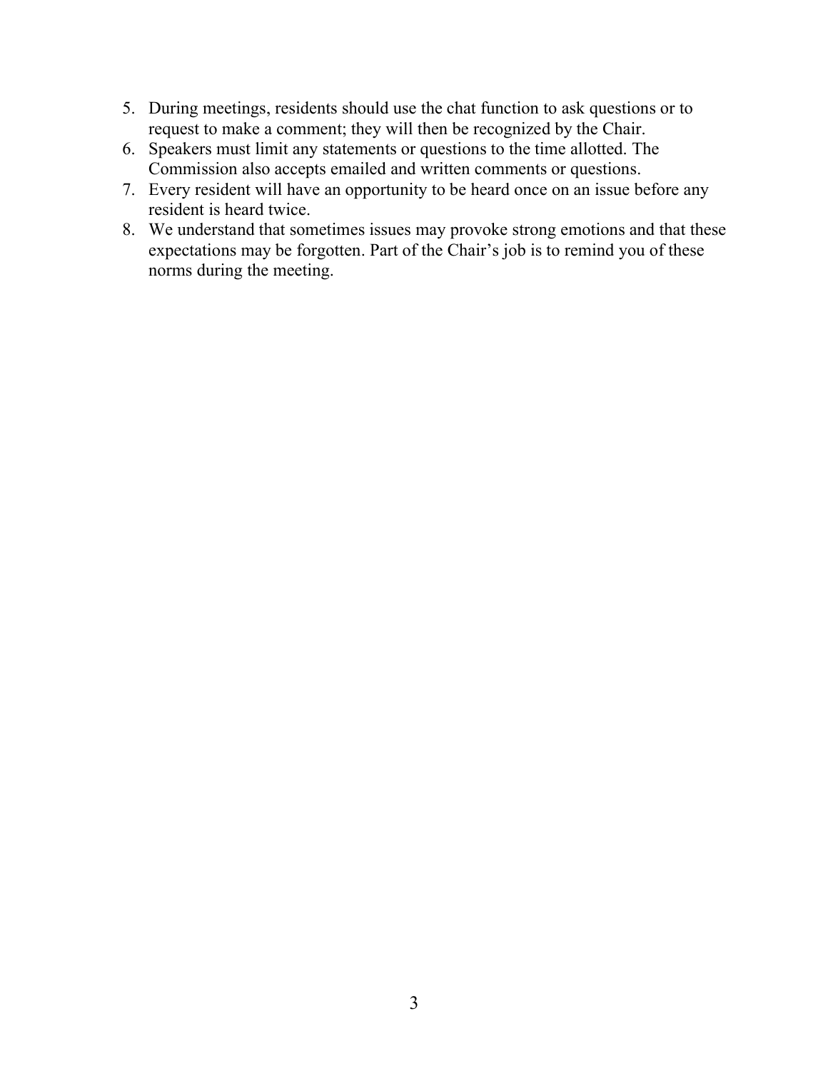5. During meetings, residents should use the chat function to ask questions or to request to make a comment; they will then be recognized by the Chair.
6. Speakers must limit any statements or questions to the time allotted. The Commission also accepts emailed and written comments or questions.
7. Every resident will have an opportunity to be heard once on an issue before any resident is heard twice.
8. We understand that sometimes issues may provoke strong emotions and that these expectations may be forgotten. Part of the Chair's job is to remind you of these norms during the meeting.